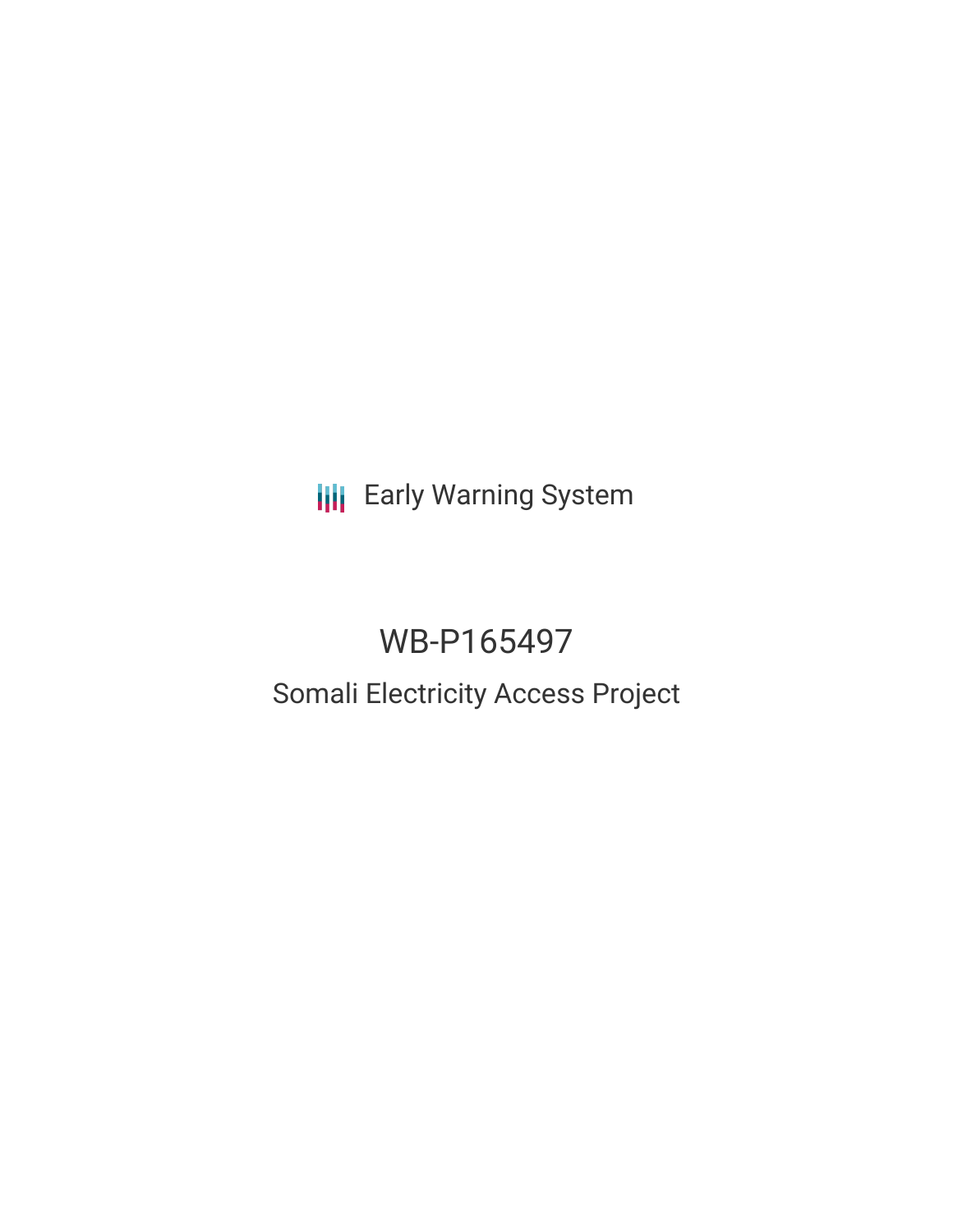Early Warning System

# WB-P165497

## Somali Electricity Access Project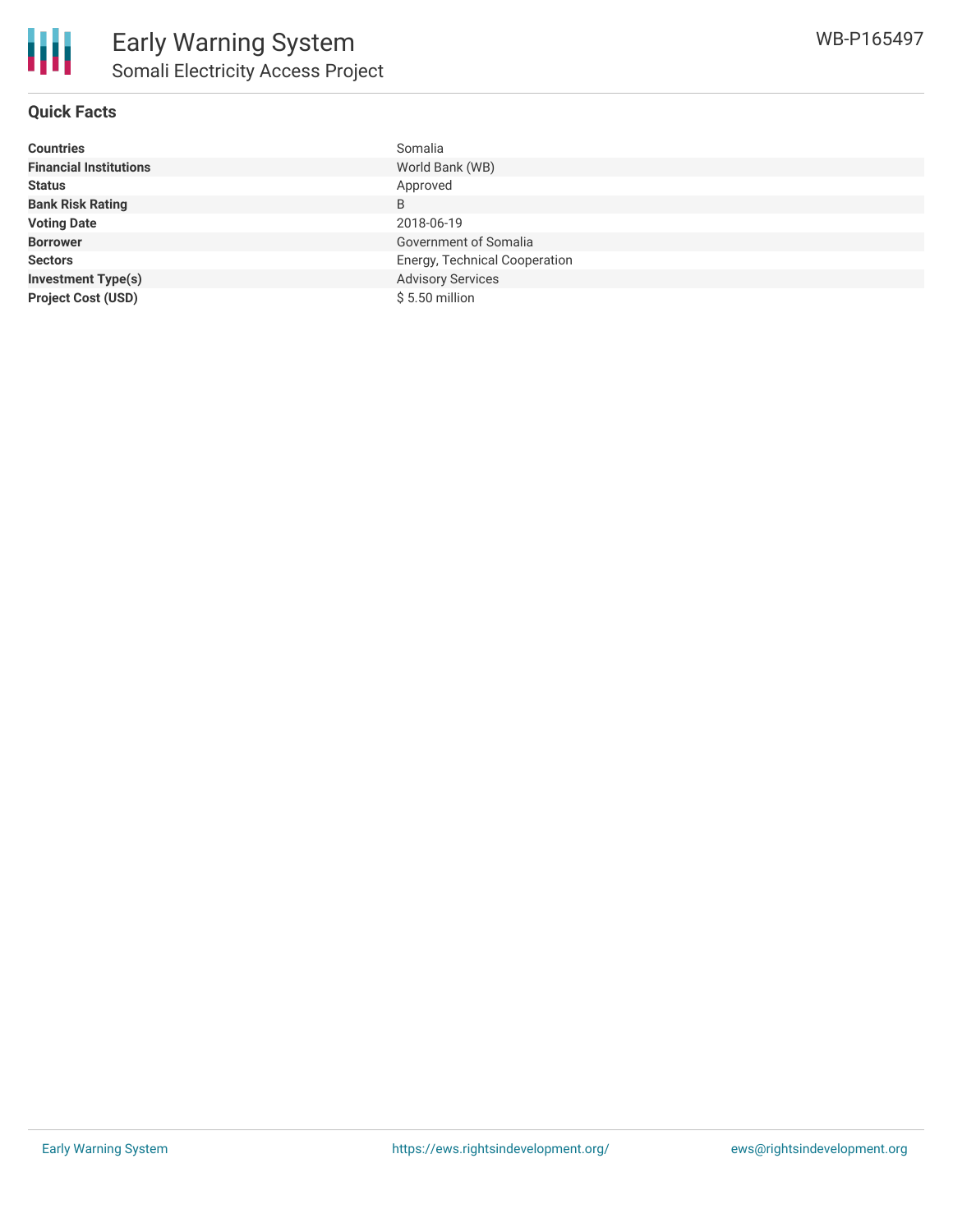# Early Warning System

## Somali Electricity Access Project

WB-P165497

### Quick Facts

| | |
|---|---|
| **Countries** | Somalia |
| **Financial Institutions** | World Bank (WB) |
| **Status** | Approved |
| **Bank Risk Rating** | B |
| **Voting Date** | 2018-06-19 |
| **Borrower** | Government of Somalia |
| **Sectors** | Energy, Technical Cooperation |
| **Investment Type(s)** | Advisory Services |
| **Project Cost (USD)** | $ 5.50 million |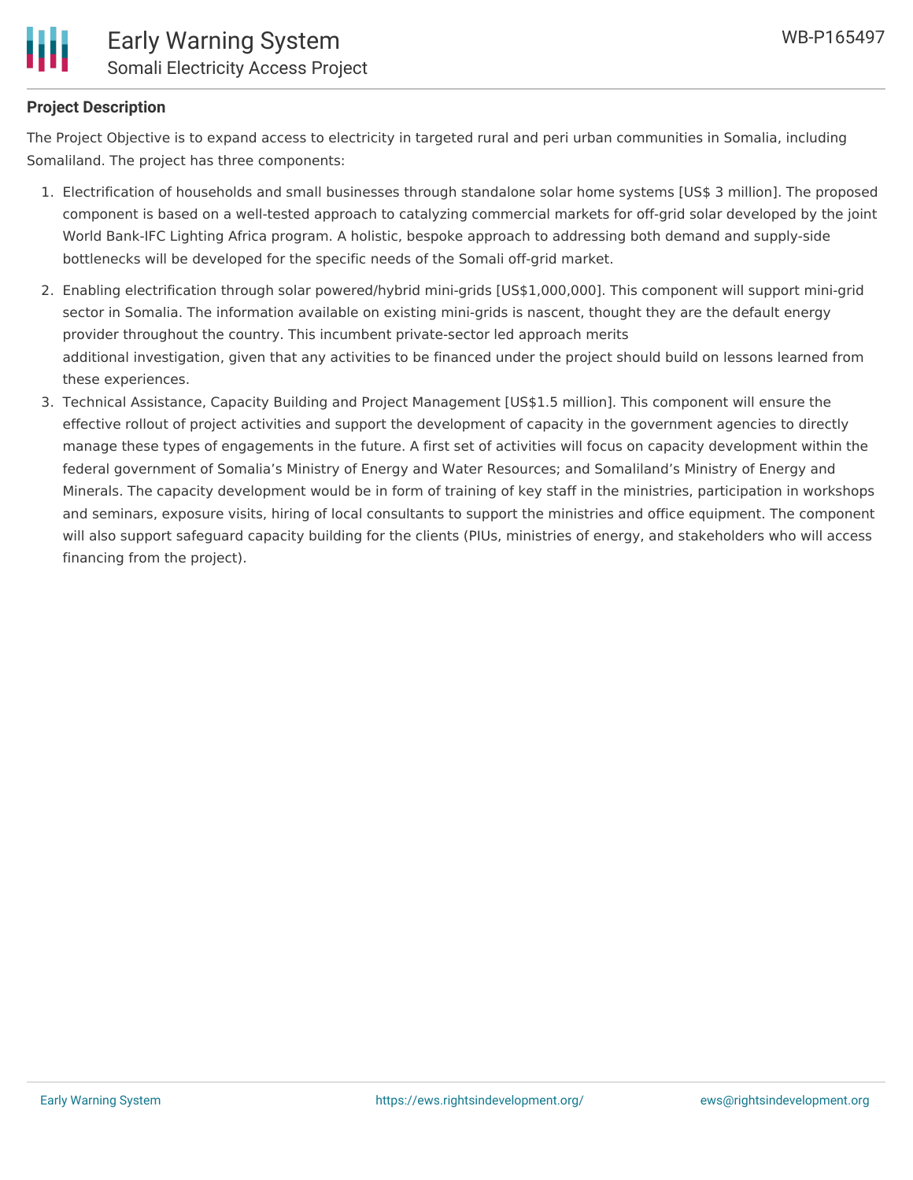**Project Description**

The Project Objective is to expand access to electricity in targeted rural and peri urban communities in Somalia, including Somaliland. The project has three components:

1. Electrification of households and small businesses through standalone solar home systems [US$ 3 million]. The proposed component is based on a well-tested approach to catalyzing commercial markets for off-grid solar developed by the joint World Bank-IFC Lighting Africa program. A holistic, bespoke approach to addressing both demand and supply-side bottlenecks will be developed for the specific needs of the Somali off-grid market.
2. Enabling electrification through solar powered/hybrid mini-grids [US$1,000,000]. This component will support mini-grid sector in Somalia. The information available on existing mini-grids is nascent, thought they are the default energy provider throughout the country. This incumbent private-sector led approach merits additional investigation, given that any activities to be financed under the project should build on lessons learned from these experiences.
3. Technical Assistance, Capacity Building and Project Management [US$1.5 million]. This component will ensure the effective rollout of project activities and support the development of capacity in the government agencies to directly manage these types of engagements in the future. A first set of activities will focus on capacity development within the federal government of Somalia's Ministry of Energy and Water Resources; and Somaliland's Ministry of Energy and Minerals. The capacity development would be in form of training of key staff in the ministries, participation in workshops and seminars, exposure visits, hiring of local consultants to support the ministries and office equipment. The component will also support safeguard capacity building for the clients (PIUs, ministries of energy, and stakeholders who will access financing from the project).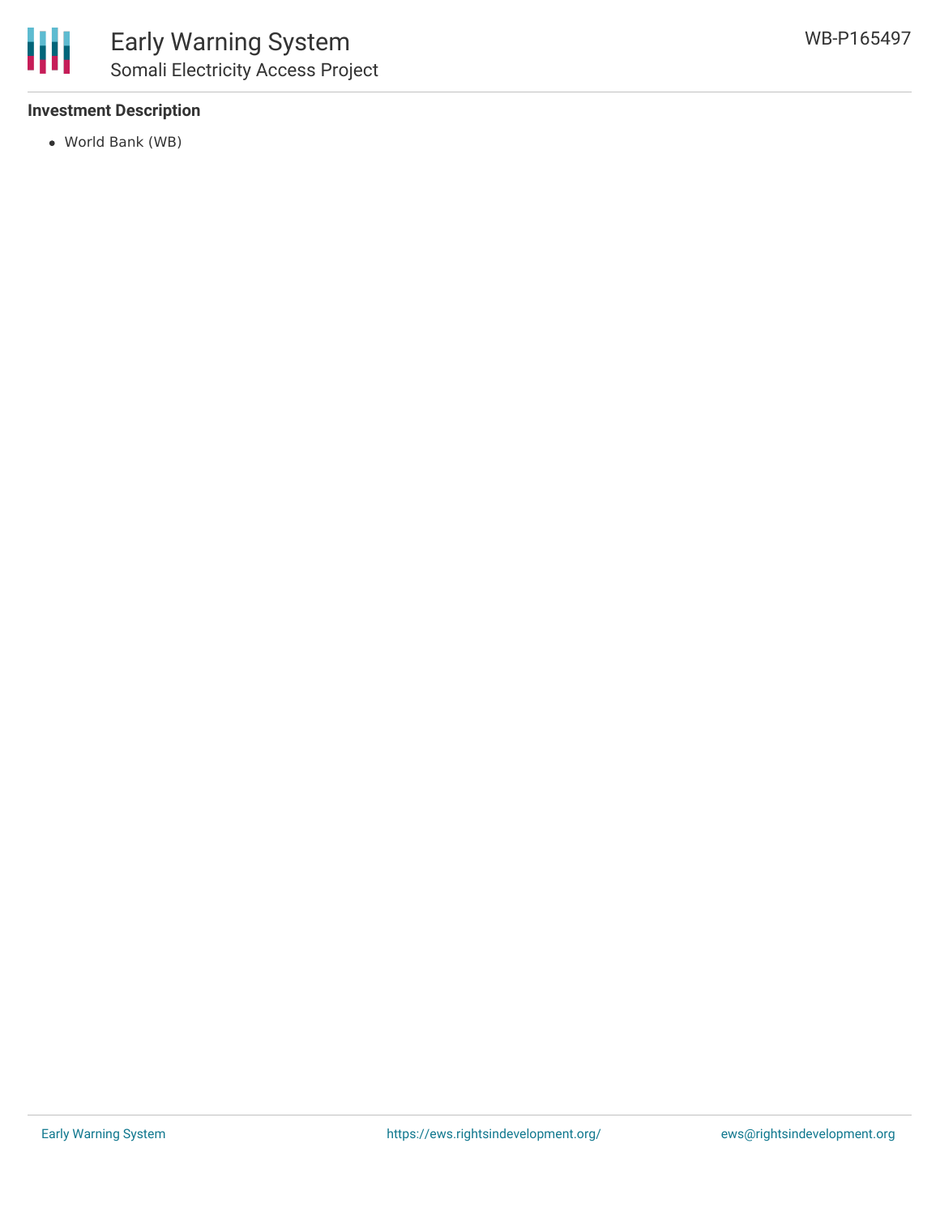### Investment Description

- World Bank (WB)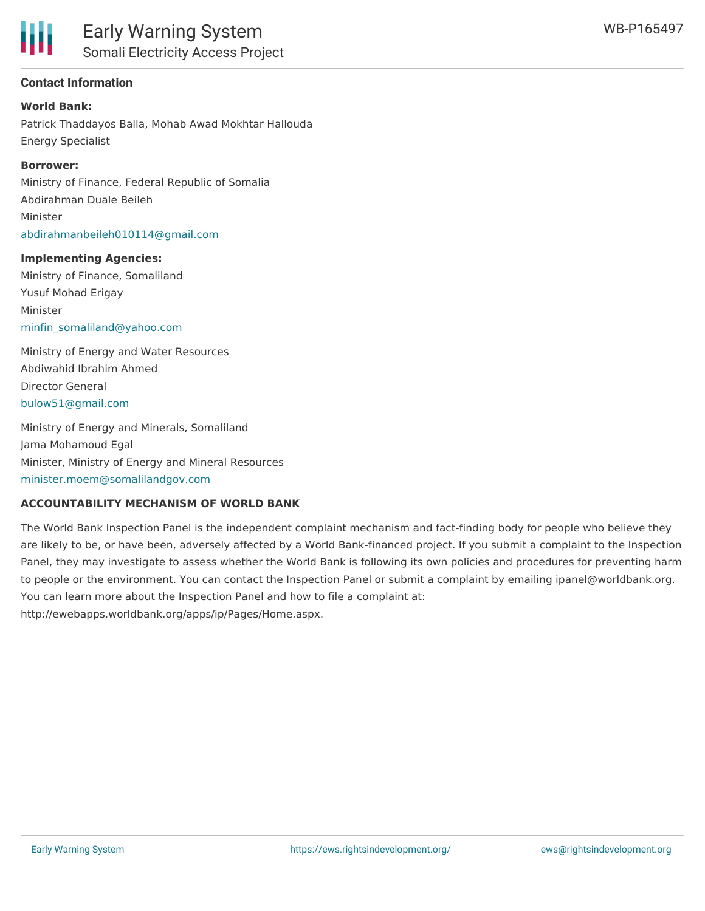## Contact Information

**World Bank:**

Patrick Thaddayos Balla, Mohab Awad Mokhtar Hallouda
Energy Specialist

**Borrower:**

Ministry of Finance, Federal Republic of Somalia
Abdirahman Duale Beileh
Minister
abdirahmanbeileh010114@gmail.com

**Implementing Agencies:**

Ministry of Finance, Somaliland
Yusuf Mohad Erigay
Minister
minfin_somaliland@yahoo.com

Ministry of Energy and Water Resources
Abdiwahid Ibrahim Ahmed
Director General
bulow51@gmail.com

Ministry of Energy and Minerals, Somaliland
Jama Mohamoud Egal
Minister, Ministry of Energy and Mineral Resources
minister.moem@somalilandgov.com

**ACCOUNTABILITY MECHANISM OF WORLD BANK**

The World Bank Inspection Panel is the independent complaint mechanism and fact-finding body for people who believe they are likely to be, or have been, adversely affected by a World Bank-financed project. If you submit a complaint to the Inspection Panel, they may investigate to assess whether the World Bank is following its own policies and procedures for preventing harm to people or the environment. You can contact the Inspection Panel or submit a complaint by emailing ipanel@worldbank.org. You can learn more about the Inspection Panel and how to file a complaint at: http://ewebapps.worldbank.org/apps/ip/Pages/Home.aspx.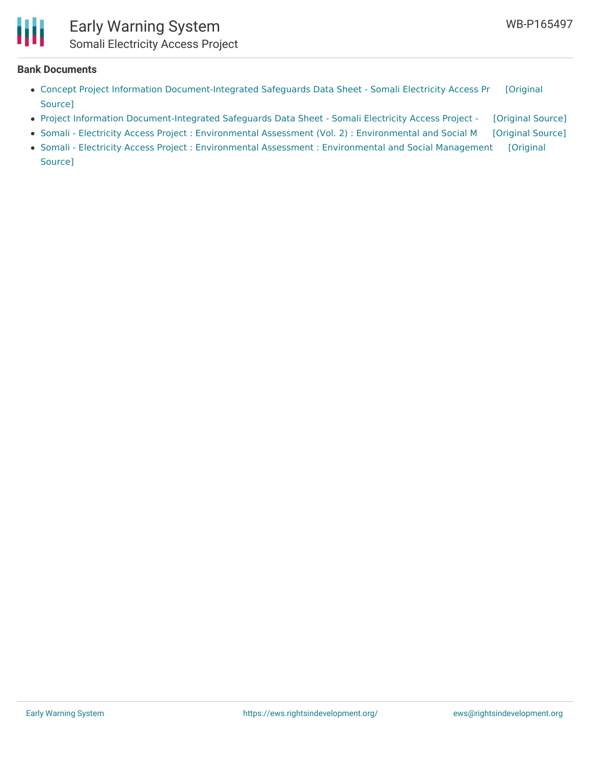## Bank Documents

- Concept Project Information Document-Integrated Safeguards Data Sheet - Somali Electricity Access Pr [Original Source]
- Project Information Document-Integrated Safeguards Data Sheet - Somali Electricity Access Project - [Original Source]
- Somali - Electricity Access Project : Environmental Assessment (Vol. 2) : Environmental and Social M [Original Source]
- Somali - Electricity Access Project : Environmental Assessment : Environmental and Social Management [Original Source]